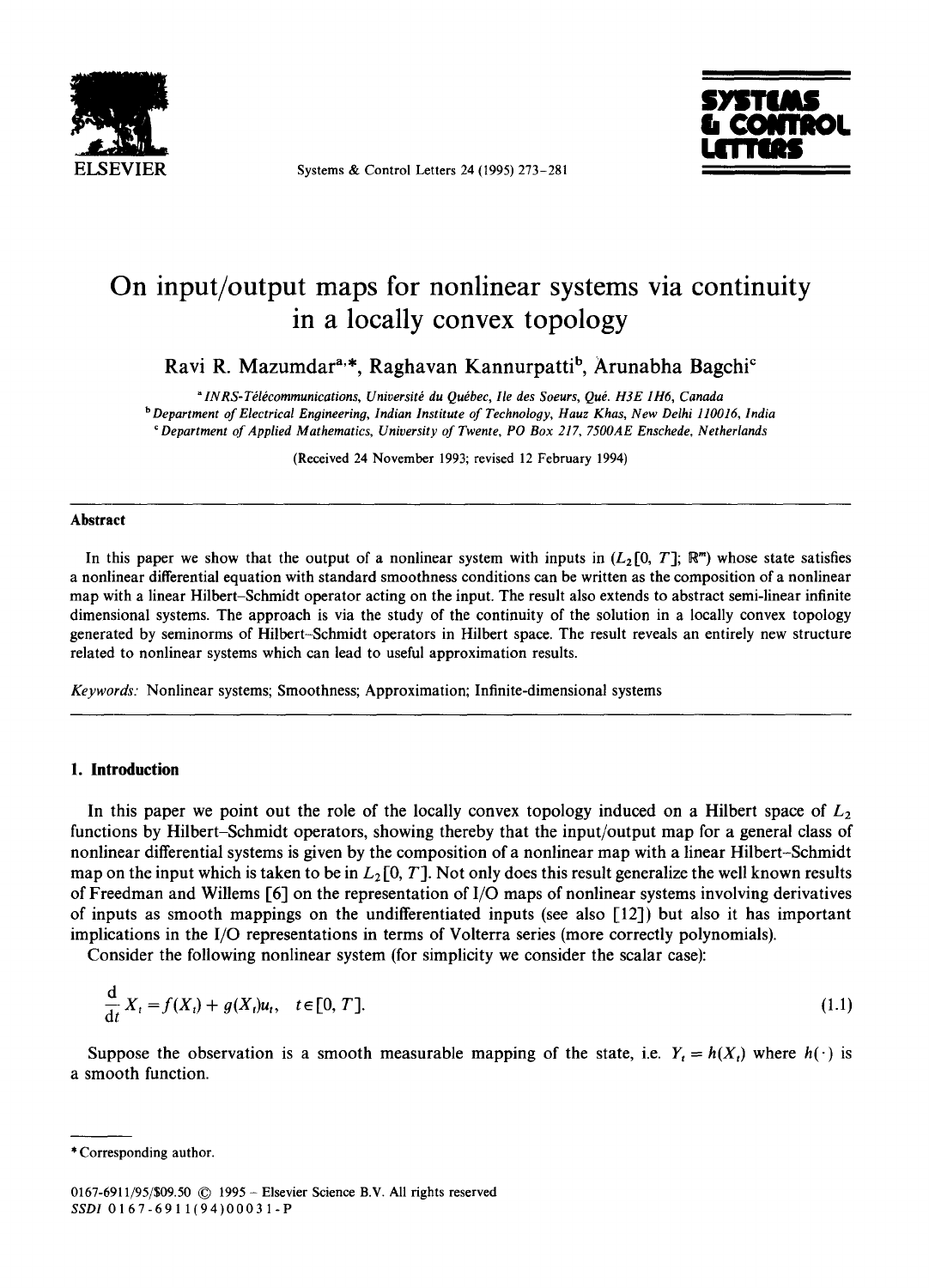# On input/output maps for nonlinear systems via continuity in a locally convex topology

Ravi R. Mazumdar[a,*], Raghavan Kannurpatti[b], Arunabha Bagchi[c]

[a] *INRS-Télécommunications, Université du Québec, Ile des Soeurs, Qué. H3E 1H6, Canada*
[b] *Department of Electrical Engineering, Indian Institute of Technology, Hauz Khas, New Delhi 110016, India*
[c] *Department of Applied Mathematics, University of Twente, PO Box 217, 7500AE Enschede, Netherlands*

(Received 24 November 1993; revised 12 February 1994)

## Abstract

In this paper we show that the output of a nonlinear system with inputs in $(L_2[0, T]; \mathbb{R}^m)$ whose state satisfies a nonlinear differential equation with standard smoothness conditions can be written as the composition of a nonlinear map with a linear Hilbert–Schmidt operator acting on the input. The result also extends to abstract semi-linear infinite dimensional systems. The approach is via the study of the continuity of the solution in a locally convex topology generated by seminorms of Hilbert–Schmidt operators in Hilbert space. The result reveals an entirely new structure related to nonlinear systems which can lead to useful approximation results.

*Keywords:* Nonlinear systems; Smoothness; Approximation; Infinite-dimensional systems

## 1. Introduction

In this paper we point out the role of the locally convex topology induced on a Hilbert space of $L_2$ functions by Hilbert–Schmidt operators, showing thereby that the input/output map for a general class of nonlinear differential systems is given by the composition of a nonlinear map with a linear Hilbert–Schmidt map on the input which is taken to be in $L_2[0, T]$. Not only does this result generalize the well known results of Freedman and Willems [6] on the representation of I/O maps of nonlinear systems involving derivatives of inputs as smooth mappings on the undifferentiated inputs (see also [12]) but also it has important implications in the I/O representations in terms of Volterra series (more correctly polynomials).

Consider the following nonlinear system (for simplicity we consider the scalar case):

$$\frac{\mathrm{d}}{\mathrm{d}t} X_t = f(X_t) + g(X_t)u_t, \quad t \in [0, T]. \tag{1.1}$$

Suppose the observation is a smooth measurable mapping of the state, i.e. $Y_t = h(X_t)$ where $h(\cdot)$ is a smooth function.

---

* Corresponding author.

0167-6911/95/$09.50 © 1995 – Elsevier Science B.V. All rights reserved
SSDI 0167-6911(94)00031-P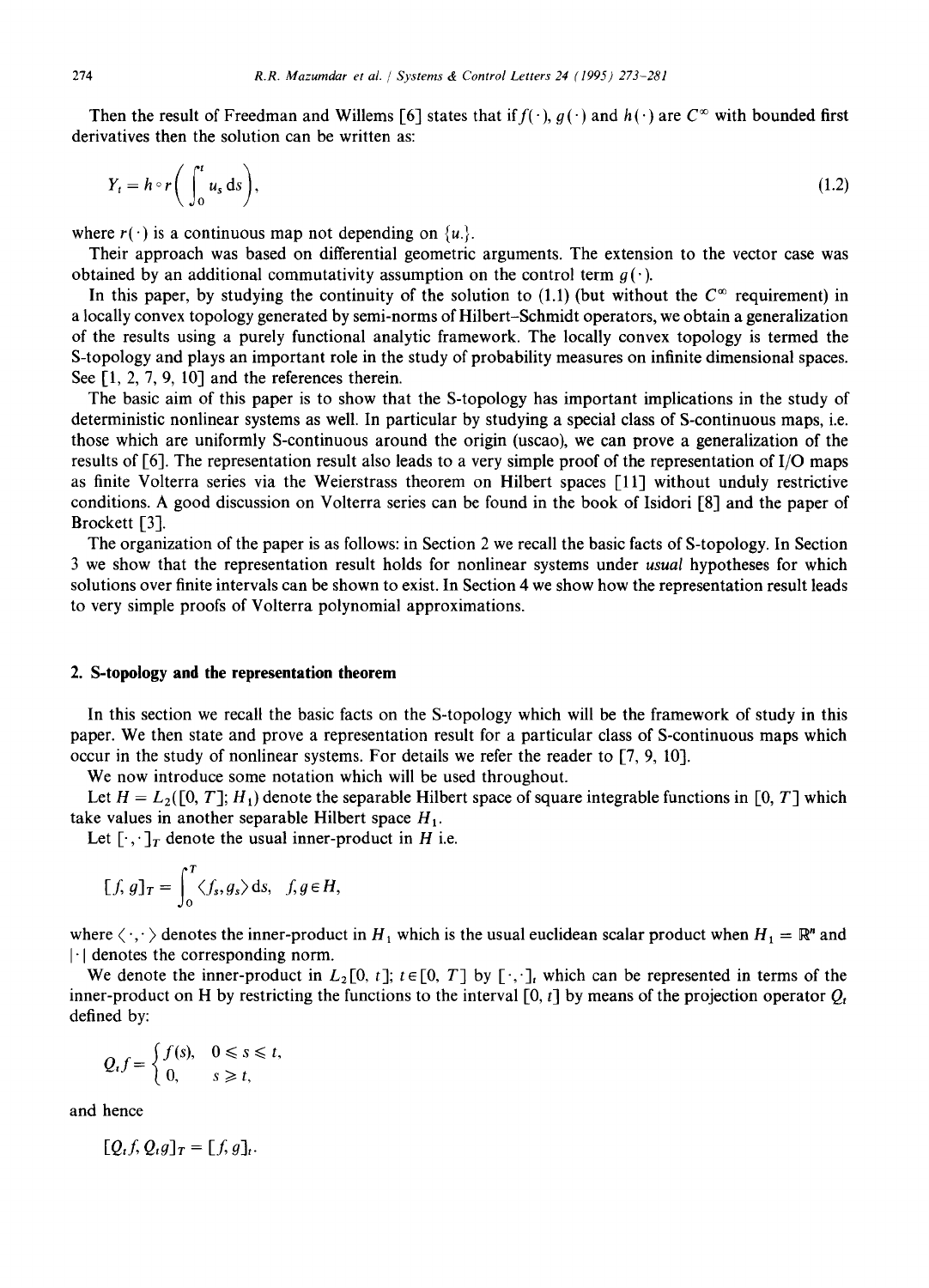Then the result of Freedman and Willems [6] states that if $f(\cdot)$, $g(\cdot)$ and $h(\cdot)$ are $C^\infty$ with bounded first derivatives then the solution can be written as:

$$Y_t = h \circ r\left(\int_0^t u_s \, ds\right), \tag{1.2}$$

where $r(\cdot)$ is a continuous map not depending on $\{u_.\}$.

Their approach was based on differential geometric arguments. The extension to the vector case was obtained by an additional commutativity assumption on the control term $g(\cdot)$.

In this paper, by studying the continuity of the solution to (1.1) (but without the $C^\infty$ requirement) in a locally convex topology generated by semi-norms of Hilbert–Schmidt operators, we obtain a generalization of the results using a purely functional analytic framework. The locally convex topology is termed the S-topology and plays an important role in the study of probability measures on infinite dimensional spaces. See [1, 2, 7, 9, 10] and the references therein.

The basic aim of this paper is to show that the S-topology has important implications in the study of deterministic nonlinear systems as well. In particular by studying a special class of S-continuous maps, i.e. those which are uniformly S-continuous around the origin (uscao), we can prove a generalization of the results of [6]. The representation result also leads to a very simple proof of the representation of I/O maps as finite Volterra series via the Weierstrass theorem on Hilbert spaces [11] without unduly restrictive conditions. A good discussion on Volterra series can be found in the book of Isidori [8] and the paper of Brockett [3].

The organization of the paper is as follows: in Section 2 we recall the basic facts of S-topology. In Section 3 we show that the representation result holds for nonlinear systems under *usual* hypotheses for which solutions over finite intervals can be shown to exist. In Section 4 we show how the representation result leads to very simple proofs of Volterra polynomial approximations.

## 2. S-topology and the representation theorem

In this section we recall the basic facts on the S-topology which will be the framework of study in this paper. We then state and prove a representation result for a particular class of S-continuous maps which occur in the study of nonlinear systems. For details we refer the reader to [7, 9, 10].

We now introduce some notation which will be used throughout.

Let $H = L_2([0, T]; H_1)$ denote the separable Hilbert space of square integrable functions in $[0, T]$ which take values in another separable Hilbert space $H_1$.

Let $[\cdot,\cdot]_T$ denote the usual inner-product in $H$ i.e.

$$[f, g]_T = \int_0^T \langle f_s, g_s \rangle \, ds, \quad f, g \in H,$$

where $\langle \cdot,\cdot \rangle$ denotes the inner-product in $H_1$ which is the usual euclidean scalar product when $H_1 = \mathbb{R}^n$ and $|\cdot|$ denotes the corresponding norm.

We denote the inner-product in $L_2[0, t]$; $t \in [0, T]$ by $[\cdot,\cdot]_t$ which can be represented in terms of the inner-product on H by restricting the functions to the interval $[0, t]$ by means of the projection operator $Q_t$ defined by:

$$Q_t f = \begin{cases} f(s), & 0 \leqslant s \leqslant t, \\ 0, & s \geqslant t, \end{cases}$$

and hence

$$[Q_t f, Q_t g]_T = [f, g]_t.$$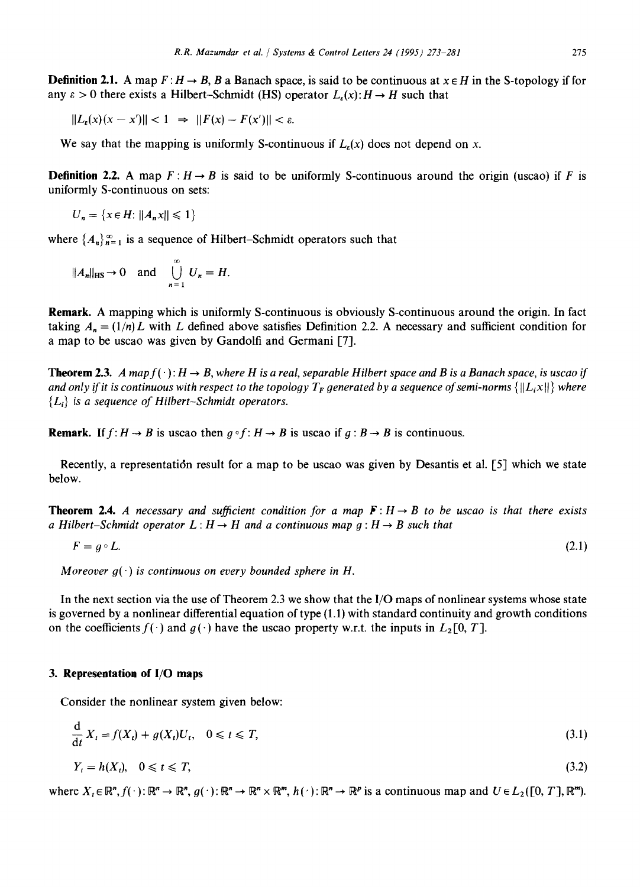**Definition 2.1.** A map $F: H \to B$, $B$ a Banach space, is said to be continuous at $x \in H$ in the S-topology if for any $\varepsilon > 0$ there exists a Hilbert–Schmidt (HS) operator $L_\varepsilon(x): H \to H$ such that

$$\|L_\varepsilon(x)(x - x')\| < 1 \;\Rightarrow\; \|F(x) - F(x')\| < \varepsilon.$$

We say that the mapping is uniformly S-continuous if $L_\varepsilon(x)$ does not depend on $x$.

**Definition 2.2.** A map $F: H \to B$ is said to be uniformly S-continuous around the origin (uscao) if $F$ is uniformly S-continuous on sets:

$$U_n = \{x \in H \colon \|A_n x\| \leqslant 1\}$$

where $\{A_n\}_{n=1}^{\infty}$ is a sequence of Hilbert–Schmidt operators such that

$$\|A_n\|_{\mathrm{HS}} \to 0 \quad \text{and} \quad \bigcup_{n=1}^{\infty} U_n = H.$$

**Remark.** A mapping which is uniformly S-continuous is obviously S-continuous around the origin. In fact taking $A_n = (1/n)L$ with $L$ defined above satisfies Definition 2.2. A necessary and sufficient condition for a map to be uscao was given by Gandolfi and Germani [7].

**Theorem 2.3.** *A map $f(\cdot): H \to B$, where $H$ is a real, separable Hilbert space and $B$ is a Banach space, is uscao if and only if it is continuous with respect to the topology $T_F$ generated by a sequence of semi-norms $\{\|L_i x\|\}$ where $\{L_i\}$ is a sequence of Hilbert–Schmidt operators.*

**Remark.** If $f: H \to B$ is uscao then $g \circ f: H \to B$ is uscao if $g: B \to B$ is continuous.

Recently, a representation result for a map to be uscao was given by Desantis et al. [5] which we state below.

**Theorem 2.4.** *A necessary and sufficient condition for a map $F: H \to B$ to be uscao is that there exists a Hilbert–Schmidt operator $L: H \to H$ and a continuous map $g: H \to B$ such that*

$$F = g \circ L. \tag{2.1}$$

*Moreover $g(\cdot)$ is continuous on every bounded sphere in $H$.*

In the next section via the use of Theorem 2.3 we show that the I/O maps of nonlinear systems whose state is governed by a nonlinear differential equation of type (1.1) with standard continuity and growth conditions on the coefficients $f(\cdot)$ and $g(\cdot)$ have the uscao property w.r.t. the inputs in $L_2[0, T]$.

## 3. Representation of I/O maps

Consider the nonlinear system given below:

$$\frac{\mathrm{d}}{\mathrm{d}t} X_t = f(X_t) + g(X_t)U_t, \quad 0 \leqslant t \leqslant T, \tag{3.1}$$

$$Y_t = h(X_t), \quad 0 \leqslant t \leqslant T, \tag{3.2}$$

where $X_t \in \mathbb{R}^n$, $f(\cdot): \mathbb{R}^n \to \mathbb{R}^n$, $g(\cdot): \mathbb{R}^n \to \mathbb{R}^n \times \mathbb{R}^m$, $h(\cdot): \mathbb{R}^n \to \mathbb{R}^p$ is a continuous map and $U \in L_2([0, T], \mathbb{R}^m)$.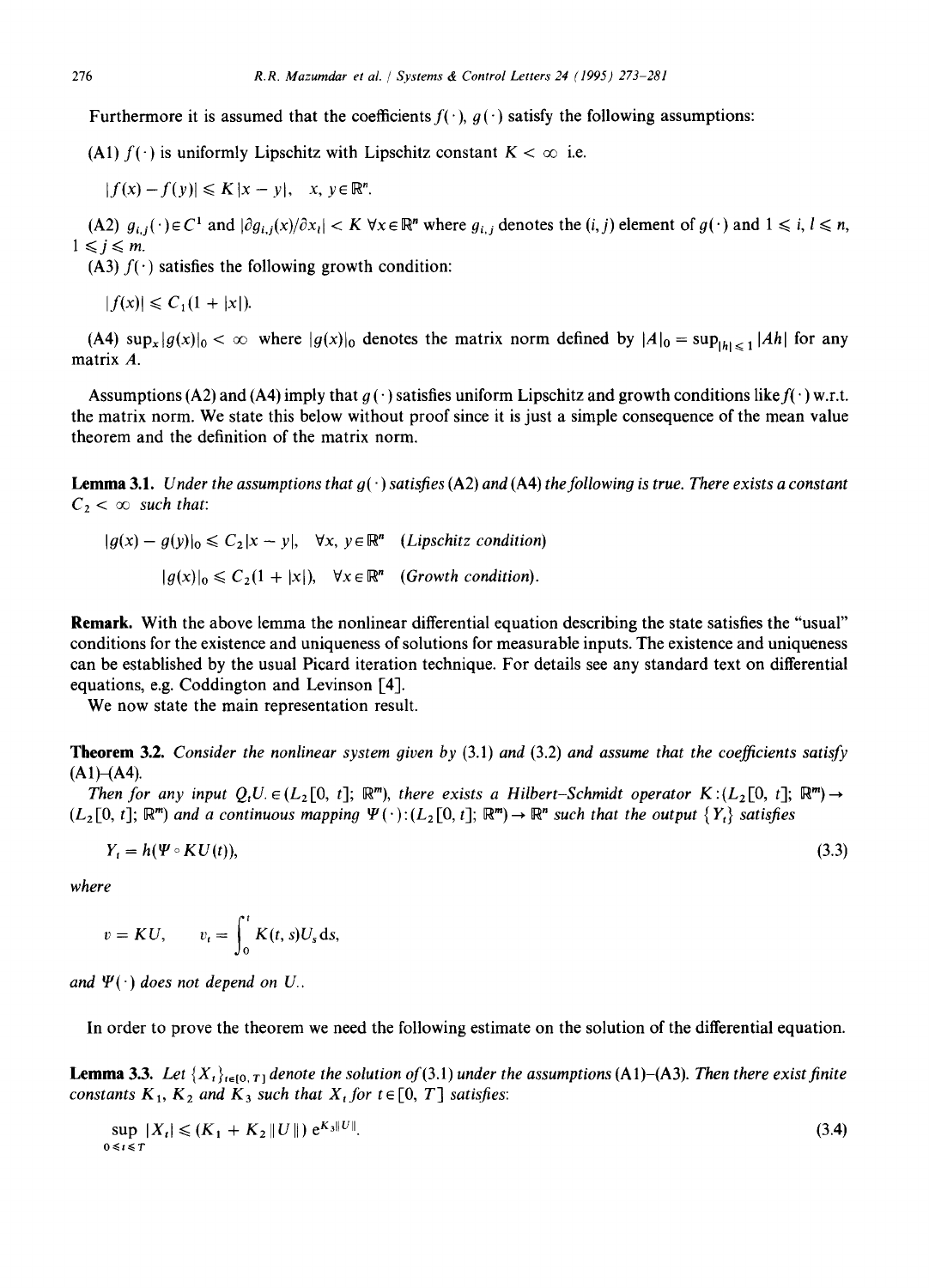Furthermore it is assumed that the coefficients $f(\cdot)$, $g(\cdot)$ satisfy the following assumptions:

(A1) $f(\cdot)$ is uniformly Lipschitz with Lipschitz constant $K < \infty$ i.e.

$$|f(x) - f(y)| \leqslant K|x - y|, \quad x, y \in \mathbb{R}^n.$$

(A2) $g_{i,j}(\cdot) \in C^1$ and $|\partial g_{i,j}(x)/\partial x_l| < K \ \forall x \in \mathbb{R}^n$ where $g_{i,j}$ denotes the $(i, j)$ element of $g(\cdot)$ and $1 \leqslant i, l \leqslant n$, $1 \leqslant j \leqslant m$.

(A3) $f(\cdot)$ satisfies the following growth condition:

$$|f(x)| \leqslant C_1(1 + |x|).$$

(A4) $\sup_x |g(x)|_0 < \infty$ where $|g(x)|_0$ denotes the matrix norm defined by $|A|_0 = \sup_{|h| \leqslant 1} |Ah|$ for any matrix $A$.

Assumptions (A2) and (A4) imply that $g(\cdot)$ satisfies uniform Lipschitz and growth conditions like $f(\cdot)$ w.r.t. the matrix norm. We state this below without proof since it is just a simple consequence of the mean value theorem and the definition of the matrix norm.

**Lemma 3.1.** *Under the assumptions that $g(\cdot)$ satisfies (A2) and (A4) the following is true. There exists a constant $C_2 < \infty$ such that:*

$$|g(x) - g(y)|_0 \leqslant C_2|x - y|, \quad \forall x, y \in \mathbb{R}^n \quad \textit{(Lipschitz condition)}$$

$$|g(x)|_0 \leqslant C_2(1 + |x|), \quad \forall x \in \mathbb{R}^n \quad \textit{(Growth condition)}.$$

**Remark.** With the above lemma the nonlinear differential equation describing the state satisfies the "usual" conditions for the existence and uniqueness of solutions for measurable inputs. The existence and uniqueness can be established by the usual Picard iteration technique. For details see any standard text on differential equations, e.g. Coddington and Levinson [4].

We now state the main representation result.

**Theorem 3.2.** *Consider the nonlinear system given by* (3.1) *and* (3.2) *and assume that the coefficients satisfy* (A1)–(A4).

*Then for any input $Q_t U. \in (L_2[0, t]; \mathbb{R}^m)$, there exists a Hilbert–Schmidt operator $K : (L_2[0, t]; \mathbb{R}^m) \to (L_2[0, t]; \mathbb{R}^m)$ and a continuous mapping $\Psi(\cdot) : (L_2[0, t]; \mathbb{R}^m) \to \mathbb{R}^n$ such that the output $\{Y_t\}$ satisfies*

$$Y_t = h(\Psi \circ KU(t)), \tag{3.3}$$

*where*

$$v = KU, \qquad v_t = \int_0^t K(t, s) U_s \, \mathrm{d}s,$$

*and $\Psi(\cdot)$ does not depend on $U$.*

In order to prove the theorem we need the following estimate on the solution of the differential equation.

**Lemma 3.3.** *Let $\{X_t\}_{t \in [0, T]}$ denote the solution of* (3.1) *under the assumptions* (A1)–(A3). *Then there exist finite constants $K_1$, $K_2$ and $K_3$ such that $X_t$ for $t \in [0, T]$ satisfies:*

$$\sup_{0 \leqslant t \leqslant T} |X_t| \leqslant (K_1 + K_2\|U\|)\, \mathrm{e}^{K_3\|U\|}. \tag{3.4}$$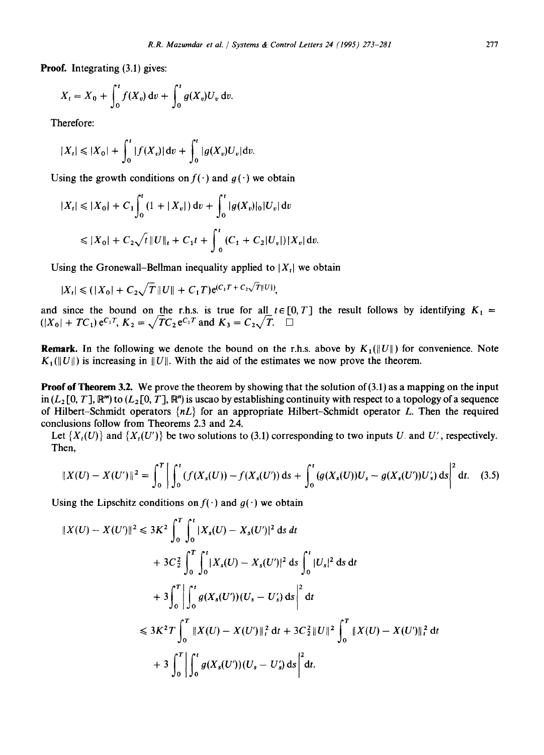**Proof.** Integrating (3.1) gives:

$$X_t = X_0 + \int_0^t f(X_v)\,\mathrm{d}v + \int_0^t g(X_v)U_v\,\mathrm{d}v.$$

Therefore:

$$|X_t| \leqslant |X_0| + \int_0^t |f(X_v)|\,\mathrm{d}v + \int_0^t |g(X_v)U_v|\,\mathrm{d}v.$$

Using the growth conditions on $f(\cdot)$ and $g(\cdot)$ we obtain

$$\begin{aligned}|X_t| &\leqslant |X_0| + C_1\int_0^t (1 + |X_v|)\,\mathrm{d}v + \int_0^t |g(X_v)|_0 |U_v|\,\mathrm{d}v \\ &\leqslant |X_0| + C_2\sqrt{t}\,\|U\|_t + C_1 t + \int_0^t (C_1 + C_2|U_v|)|X_v|\,\mathrm{d}v.\end{aligned}$$

Using the Gronewall–Bellman inequality applied to $|X_t|$ we obtain

$$|X_t| \leqslant (|X_0| + C_2\sqrt{T}\,\|U\| + C_1 T)\mathrm{e}^{(C_1 T + C_2\sqrt{T}\|U\|)},$$

and since the bound on the r.h.s. is true for all $t \in [0, T]$ the result follows by identifying $K_1 = (|X_0| + TC_1)\,\mathrm{e}^{C_1 T}$, $K_2 = \sqrt{T}C_2\,\mathrm{e}^{C_1 T}$ and $K_3 = C_2\sqrt{T}$. $\square$

**Remark.** In the following we denote the bound on the r.h.s. above by $K_1(\|U\|)$ for convenience. Note $K_1(\|U\|)$ is increasing in $\|U\|$. With the aid of the estimates we now prove the theorem.

**Proof of Theorem 3.2.** We prove the theorem by showing that the solution of (3.1) as a mapping on the input in $(L_2[0, T], \mathbb{R}^m)$ to $(L_2[0, T], \mathbb{R}^n)$ is uscao by establishing continuity with respect to a topology of a sequence of Hilbert-Schmidt operators $\{nL\}$ for an appropriate Hilbert-Schmidt operator $L$. Then the required conclusions follow from Theorems 2.3 and 2.4.

Let $\{X_t(U)\}$ and $\{X_t(U')\}$ be two solutions to (3.1) corresponding to two inputs $U$ and $U'$, respectively. Then,

$$\|X(U) - X(U')\|^2 = \int_0^T \left| \int_0^t (f(X_s(U)) - f(X_s(U'))\,\mathrm{d}s + \int_0^t (g(X_s(U))U_s - g(X_s(U'))U_s')\,\mathrm{d}s \right|^2 \mathrm{d}t. \tag{3.5}$$

Using the Lipschitz conditions on $f(\cdot)$ and $g(\cdot)$ we obtain

$$\begin{aligned}\|X(U) - X(U')\|^2 &\leqslant 3K^2 \int_0^T \int_0^t |X_s(U) - X_s(U')|^2\,\mathrm{d}s\,\mathrm{d}t \\ &\quad + 3C_2^2 \int_0^T \int_0^t |X_s(U) - X_s(U')|^2\,\mathrm{d}s \int_0^t |U_s|^2\,\mathrm{d}s\,\mathrm{d}t \\ &\quad + 3\int_0^T \left| \int_0^t g(X_s(U'))(U_s - U_s')\,\mathrm{d}s \right|^2 \mathrm{d}t \\ &\leqslant 3K^2 T \int_0^T \|X(U) - X(U')\|_t^2\,\mathrm{d}t + 3C_2^2\|U\|^2 \int_0^T \|X(U) - X(U')\|_t^2\,\mathrm{d}t \\ &\quad + 3\int_0^T \left| \int_0^t g(X_s(U'))(U_s - U_s')\,\mathrm{d}s \right|^2 \mathrm{d}t.\end{aligned}$$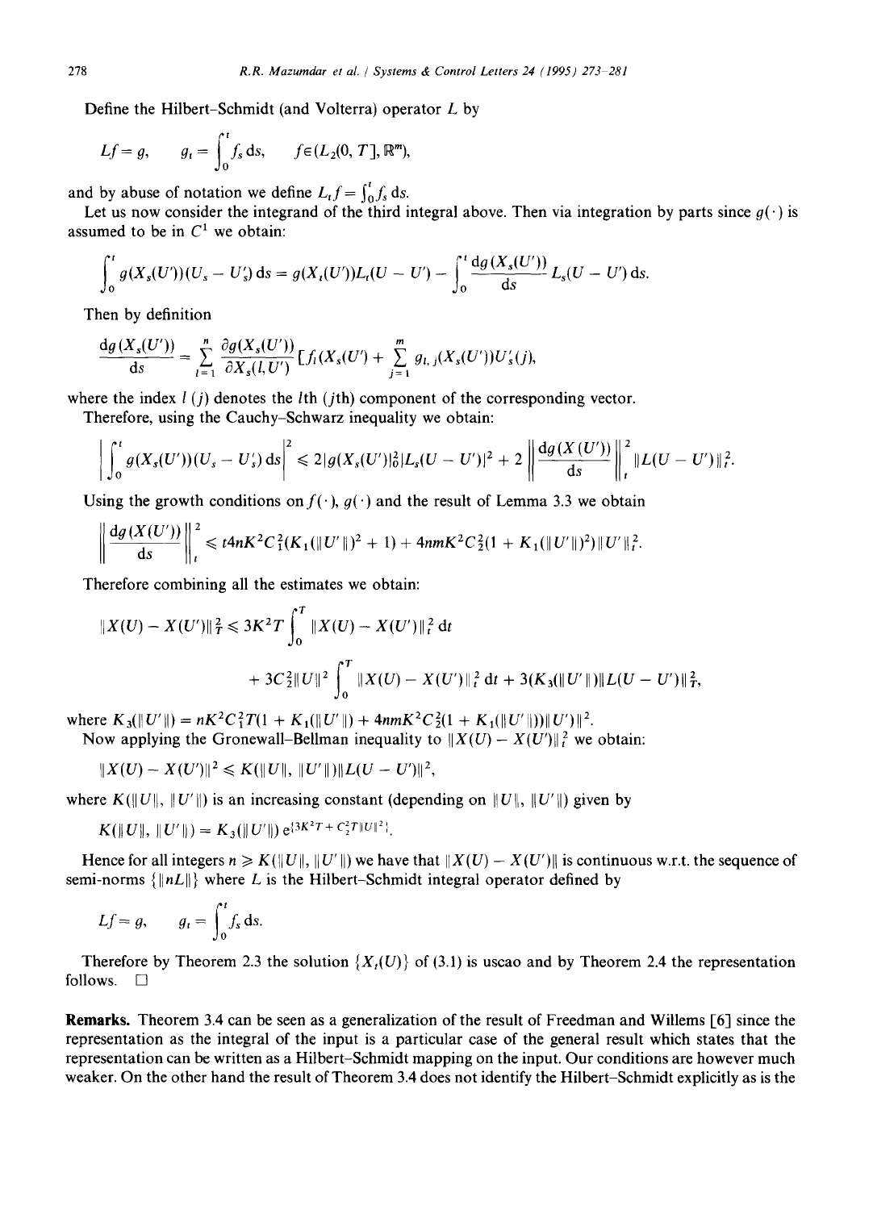Define the Hilbert-Schmidt (and Volterra) operator $L$ by

$$Lf = g, \qquad g_t = \int_0^t f_s \, ds, \qquad f \in (L_2(0,T], \mathbb{R}^m),$$

and by abuse of notation we define $L_t f = \int_0^t f_s \, ds$.

Let us now consider the integrand of the third integral above. Then via integration by parts since $g(\cdot)$ is assumed to be in $C^1$ we obtain:

$$\int_0^t g(X_s(U'))(U_s - U'_s)\, ds = g(X_t(U'))L_t(U - U') - \int_0^t \frac{dg(X_s(U'))}{ds} L_s(U - U')\, ds.$$

Then by definition

$$\frac{dg(X_s(U'))}{ds} = \sum_{l=1}^{n} \frac{\partial g(X_s(U'))}{\partial X_s(l,U')} [f_l(X_s(U') + \sum_{j=1}^{m} g_{l,j}(X_s(U'))U'_s(j),$$

where the index $l$ ($j$) denotes the $l$th ($j$th) component of the corresponding vector.

Therefore, using the Cauchy-Schwarz inequality we obtain:

$$\left| \int_0^t g(X_s(U'))(U_s - U'_s)\, ds \right|^2 \leqslant 2|g(X_s(U')|_0^2 |L_s(U - U')|^2 + 2 \left\| \frac{dg(X(U'))}{ds} \right\|_t^2 \|L(U - U')\|_t^2.$$

Using the growth conditions on $f(\cdot)$, $g(\cdot)$ and the result of Lemma 3.3 we obtain

$$\left\| \frac{dg(X(U'))}{ds} \right\|_t^2 \leqslant t4nK^2C_1^2(K_1(\|U'\|)^2 + 1) + 4nmK^2C_2^2(1 + K_1(\|U'\|)^2)\|U'\|_t^2.$$

Therefore combining all the estimates we obtain:

$$\|X(U) - X(U')\|_T^2 \leqslant 3K^2T \int_0^T \|X(U) - X(U')\|_t^2 \, dt$$

$$+ 3C_2^2 \|U\|^2 \int_0^T \|X(U) - X(U')\|_t^2 \, dt + 3(K_3(\|U'\|)\|L(U - U')\|_T^2,$$

where $K_3(\|U'\|) = nK^2C_1^2T(1 + K_1(\|U'\|) + 4nmK^2C_2^2(1 + K_1(\|U'\|))\|U'\|^2$.

Now applying the Gronewall-Bellman inequality to $\|X(U) - X(U')\|_t^2$ we obtain:

$$\|X(U) - X(U')\|^2 \leqslant K(\|U\|, \|U'\|)\|L(U - U')\|^2,$$

where $K(\|U\|, \|U'\|)$ is an increasing constant (depending on $\|U\|$, $\|U'\|$) given by

$$K(\|U\|, \|U'\|) = K_3(\|U'\|)\, e^{\{3K^2T + C_2^2 T\|U\|^2\}}.$$

Hence for all integers $n \geqslant K(\|U\|, \|U'\|)$ we have that $\|X(U) - X(U')\|$ is continuous w.r.t. the sequence of semi-norms $\{\|nL\|\}$ where $L$ is the Hilbert-Schmidt integral operator defined by

$$Lf = g, \qquad g_t = \int_0^t f_s \, ds.$$

Therefore by Theorem 2.3 the solution $\{X_t(U)\}$ of (3.1) is uscao and by Theorem 2.4 the representation follows. □

**Remarks.** Theorem 3.4 can be seen as a generalization of the result of Freedman and Willems [6] since the representation as the integral of the input is a particular case of the general result which states that the representation can be written as a Hilbert-Schmidt mapping on the input. Our conditions are however much weaker. On the other hand the result of Theorem 3.4 does not identify the Hilbert-Schmidt explicitly as is the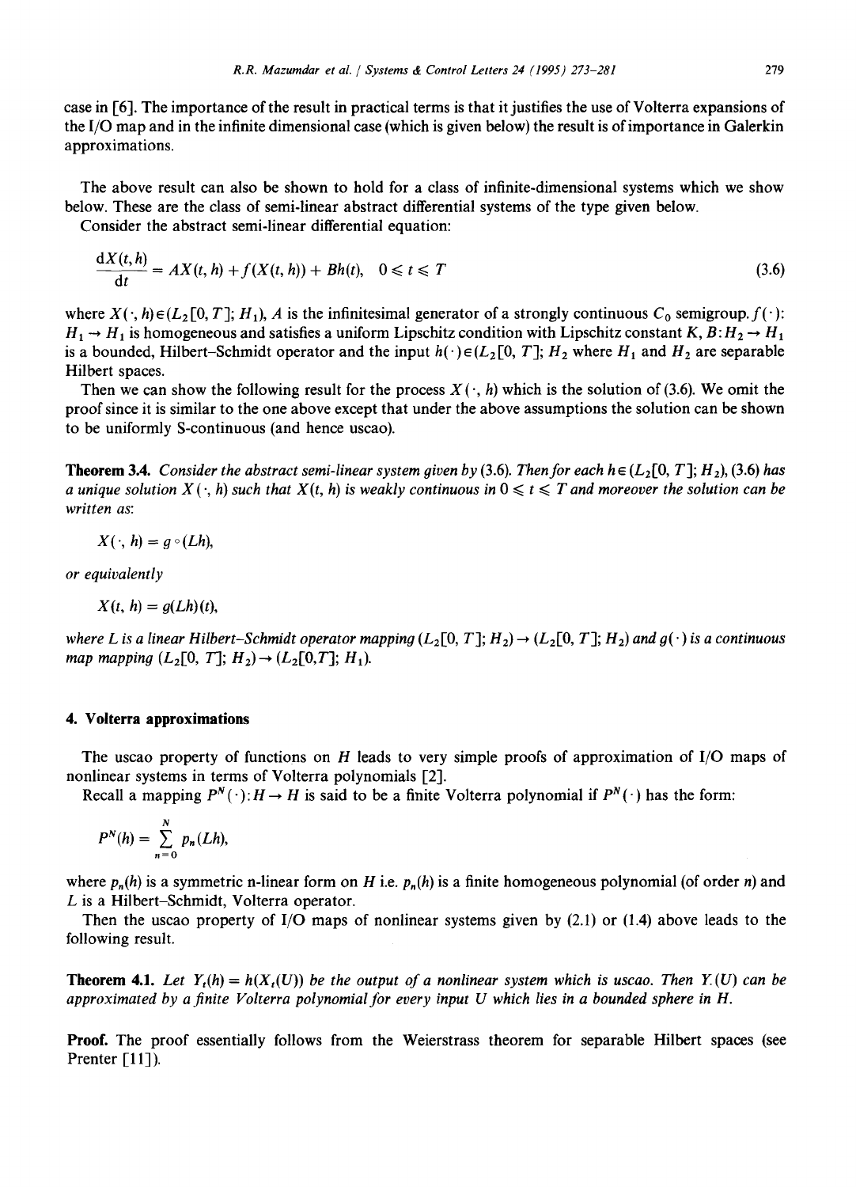case in [6]. The importance of the result in practical terms is that it justifies the use of Volterra expansions of the I/O map and in the infinite dimensional case (which is given below) the result is of importance in Galerkin approximations.

The above result can also be shown to hold for a class of infinite-dimensional systems which we show below. These are the class of semi-linear abstract differential systems of the type given below.

Consider the abstract semi-linear differential equation:

$$\frac{dX(t,h)}{dt} = AX(t,h) + f(X(t,h)) + Bh(t), \quad 0 \leqslant t \leqslant T \tag{3.6}$$

where $X(\cdot, h) \in (L_2[0,T]; H_1)$, $A$ is the infinitesimal generator of a strongly continuous $C_0$ semigroup. $f(\cdot)$: $H_1 \to H_1$ is homogeneous and satisfies a uniform Lipschitz condition with Lipschitz constant $K$, $B: H_2 \to H_1$ is a bounded, Hilbert–Schmidt operator and the input $h(\cdot) \in (L_2[0,T]; H_2$ where $H_1$ and $H_2$ are separable Hilbert spaces.

Then we can show the following result for the process $X(\cdot, h)$ which is the solution of (3.6). We omit the proof since it is similar to the one above except that under the above assumptions the solution can be shown to be uniformly S-continuous (and hence uscao).

**Theorem 3.4.** *Consider the abstract semi-linear system given by* (3.6). *Then for each* $h \in (L_2[0,T]; H_2)$, (3.6) *has a unique solution* $X(\cdot, h)$ *such that* $X(t,h)$ *is weakly continuous in* $0 \leqslant t \leqslant T$ *and moreover the solution can be written as:*

$$X(\cdot, h) = g \circ (Lh),$$

*or equivalently*

$$X(t,h) = g(Lh)(t),$$

*where* $L$ *is a linear Hilbert–Schmidt operator mapping* $(L_2[0,T]; H_2) \to (L_2[0,T]; H_2)$ *and* $g(\cdot)$ *is a continuous map mapping* $(L_2[0,T]; H_2) \to (L_2[0,T]; H_1)$.

## 4. Volterra approximations

The uscao property of functions on $H$ leads to very simple proofs of approximation of I/O maps of nonlinear systems in terms of Volterra polynomials [2].

Recall a mapping $P^N(\cdot): H \to H$ is said to be a finite Volterra polynomial if $P^N(\cdot)$ has the form:

$$P^N(h) = \sum_{n=0}^{N} p_n(Lh),$$

where $p_n(h)$ is a symmetric n-linear form on $H$ i.e. $p_n(h)$ is a finite homogeneous polynomial (of order $n$) and $L$ is a Hilbert–Schmidt, Volterra operator.

Then the uscao property of I/O maps of nonlinear systems given by (2.1) or (1.4) above leads to the following result.

**Theorem 4.1.** *Let* $Y_t(h) = h(X_t(U))$ *be the output of a nonlinear system which is uscao. Then* $Y(U)$ *can be approximated by a finite Volterra polynomial for every input* $U$ *which lies in a bounded sphere in* $H$.

**Proof.** The proof essentially follows from the Weierstrass theorem for separable Hilbert spaces (see Prenter [11]).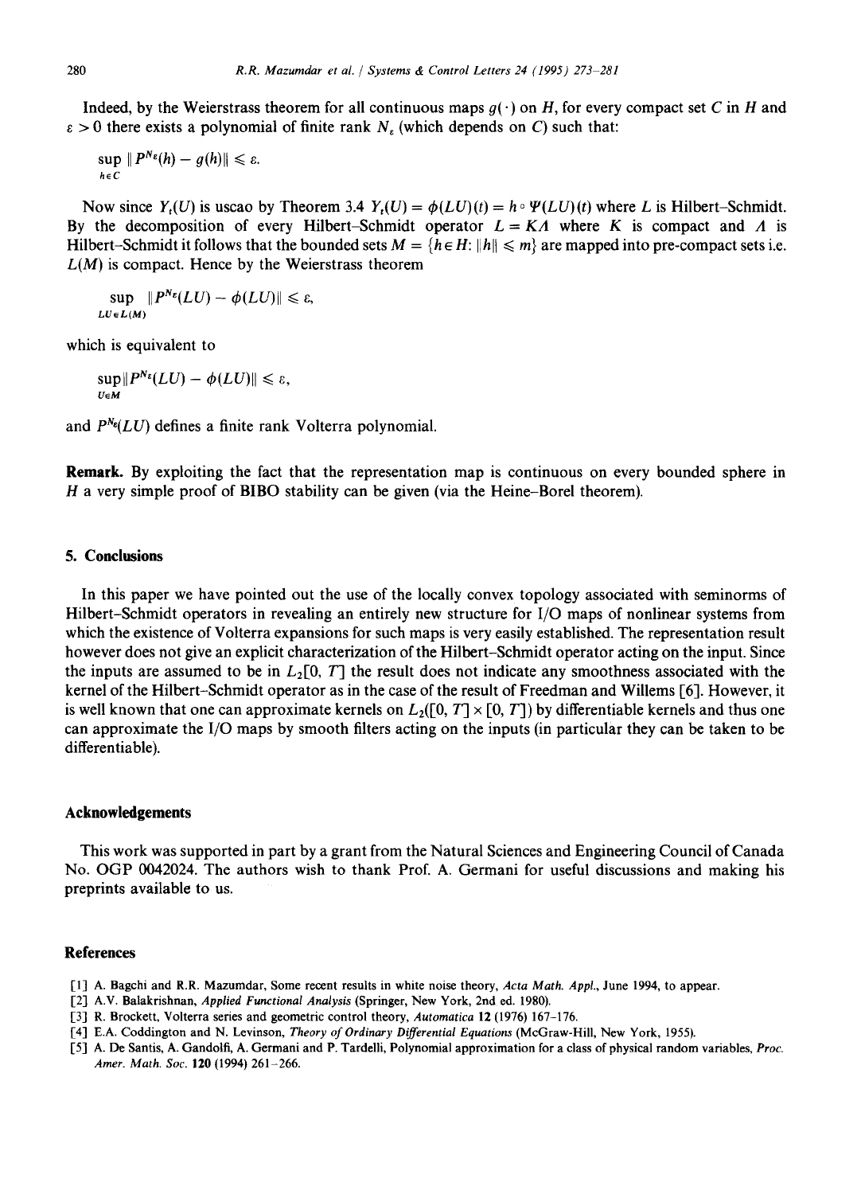Indeed, by the Weierstrass theorem for all continuous maps $g(\cdot)$ on $H$, for every compact set $C$ in $H$ and $\varepsilon > 0$ there exists a polynomial of finite rank $N_\varepsilon$ (which depends on $C$) such that:

$$\sup_{h \in C} \| P^{N_\varepsilon}(h) - g(h) \| \leqslant \varepsilon.$$

Now since $Y_t(U)$ is uscao by Theorem 3.4 $Y_t(U) = \phi(LU)(t) = h \circ \Psi(LU)(t)$ where $L$ is Hilbert–Schmidt. By the decomposition of every Hilbert–Schmidt operator $L = K\Lambda$ where $K$ is compact and $\Lambda$ is Hilbert–Schmidt it follows that the bounded sets $M = \{h \in H: \|h\| \leqslant m\}$ are mapped into pre-compact sets i.e. $L(M)$ is compact. Hence by the Weierstrass theorem

$$\sup_{LU \in L(M)} \| P^{N_\varepsilon}(LU) - \phi(LU) \| \leqslant \varepsilon,$$

which is equivalent to

$$\sup_{U \in M} \| P^{N_\varepsilon}(LU) - \phi(LU) \| \leqslant \varepsilon,$$

and $P^{N_\varepsilon}(LU)$ defines a finite rank Volterra polynomial.

**Remark.** By exploiting the fact that the representation map is continuous on every bounded sphere in $H$ a very simple proof of BIBO stability can be given (via the Heine–Borel theorem).

## 5. Conclusions

In this paper we have pointed out the use of the locally convex topology associated with seminorms of Hilbert–Schmidt operators in revealing an entirely new structure for I/O maps of nonlinear systems from which the existence of Volterra expansions for such maps is very easily established. The representation result however does not give an explicit characterization of the Hilbert–Schmidt operator acting on the input. Since the inputs are assumed to be in $L_2[0, T]$ the result does not indicate any smoothness associated with the kernel of the Hilbert–Schmidt operator as in the case of the result of Freedman and Willems [6]. However, it is well known that one can approximate kernels on $L_2([0, T] \times [0, T])$ by differentiable kernels and thus one can approximate the I/O maps by smooth filters acting on the inputs (in particular they can be taken to be differentiable).

## Acknowledgements

This work was supported in part by a grant from the Natural Sciences and Engineering Council of Canada No. OGP 0042024. The authors wish to thank Prof. A. Germani for useful discussions and making his preprints available to us.

## References

[1] A. Bagchi and R.R. Mazumdar, Some recent results in white noise theory, *Acta Math. Appl.*, June 1994, to appear.

[2] A.V. Balakrishnan, *Applied Functional Analysis* (Springer, New York, 2nd ed. 1980).

[3] R. Brockett, Volterra series and geometric control theory, *Automatica* **12** (1976) 167–176.

[4] E.A. Coddington and N. Levinson, *Theory of Ordinary Differential Equations* (McGraw-Hill, New York, 1955).

[5] A. De Santis, A. Gandolfi, A. Germani and P. Tardelli, Polynomial approximation for a class of physical random variables, *Proc. Amer. Math. Soc.* **120** (1994) 261–266.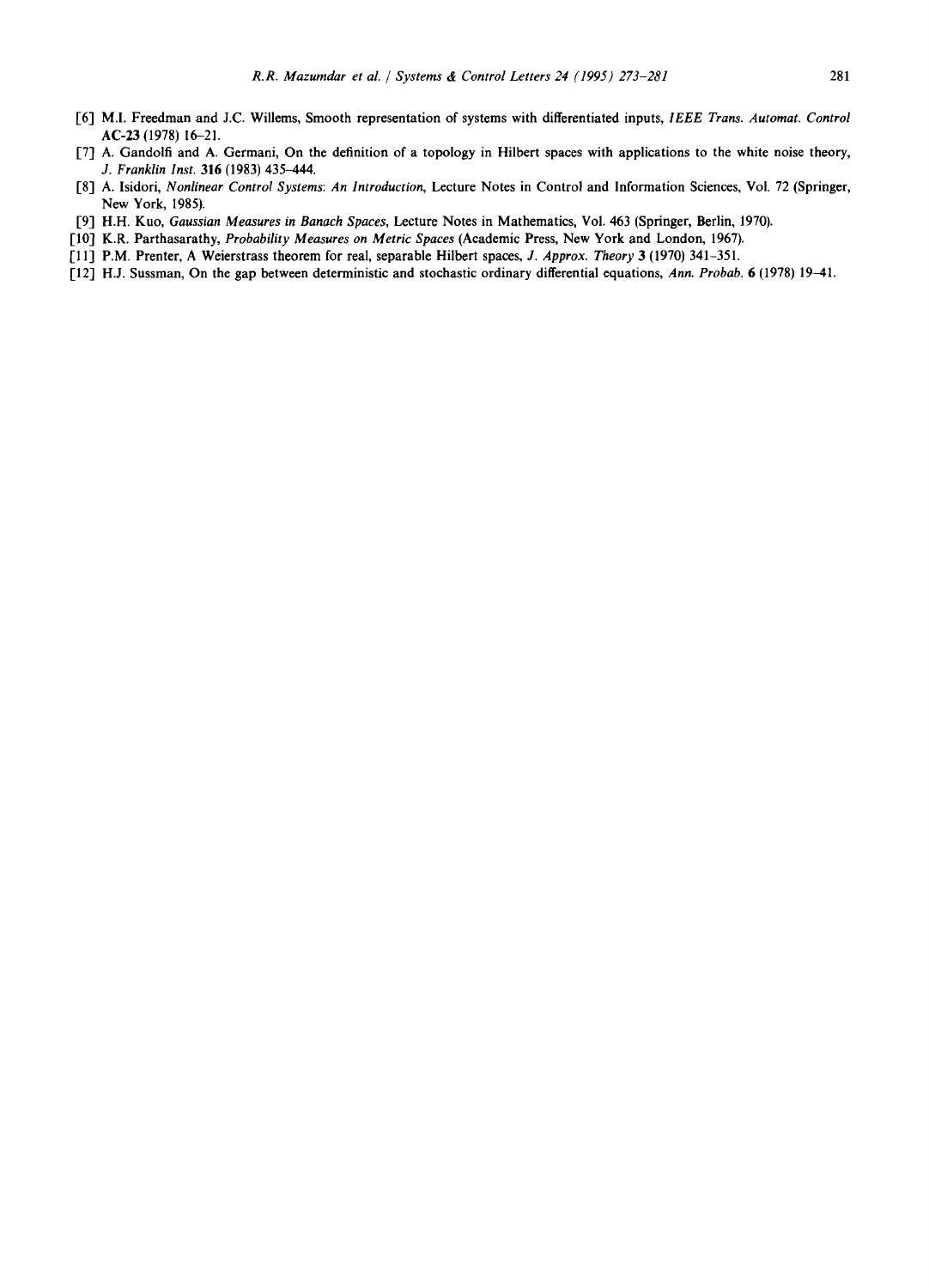[6] M.I. Freedman and J.C. Willems, Smooth representation of systems with differentiated inputs, *IEEE Trans. Automat. Control* **AC-23** (1978) 16–21.

[7] A. Gandolfi and A. Germani, On the definition of a topology in Hilbert spaces with applications to the white noise theory, *J. Franklin Inst.* **316** (1983) 435–444.

[8] A. Isidori, *Nonlinear Control Systems: An Introduction*, Lecture Notes in Control and Information Sciences, Vol. 72 (Springer, New York, 1985).

[9] H.H. Kuo, *Gaussian Measures in Banach Spaces*, Lecture Notes in Mathematics, Vol. 463 (Springer, Berlin, 1970).

[10] K.R. Parthasarathy, *Probability Measures on Metric Spaces* (Academic Press, New York and London, 1967).

[11] P.M. Prenter, A Weierstrass theorem for real, separable Hilbert spaces, *J. Approx. Theory* **3** (1970) 341–351.

[12] H.J. Sussman, On the gap between deterministic and stochastic ordinary differential equations, *Ann. Probab.* **6** (1978) 19–41.